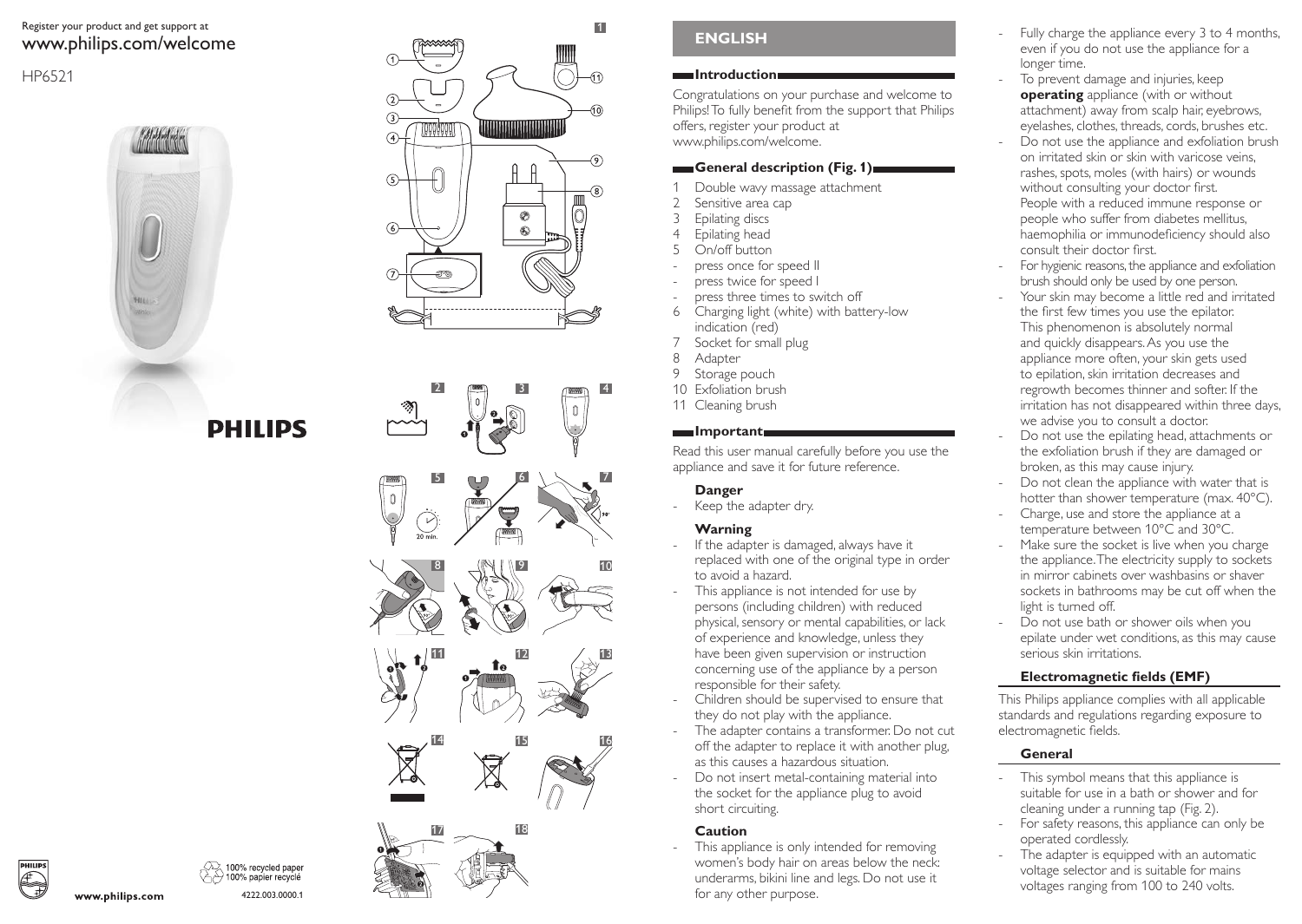Register your product and get support at
www.philips.com/welcome

HP6521

PHILIPS

100% recycled paper
100% papier recyclé

www.philips.com

4222.003.0000.1

## ENGLISH

### Introduction

Congratulations on your purchase and welcome to Philips! To fully benefit from the support that Philips offers, register your product at www.philips.com/welcome.

### General description (Fig. 1)

1 Double wavy massage attachment
2 Sensitive area cap
3 Epilating discs
4 Epilating head
5 On/off button
- press once for speed II
- press twice for speed I
- press three times to switch off
6 Charging light (white) with battery-low indication (red)
7 Socket for small plug
8 Adapter
9 Storage pouch
10 Exfoliation brush
11 Cleaning brush

### Important

Read this user manual carefully before you use the appliance and save it for future reference.

#### Danger

- Keep the adapter dry.

#### Warning

- If the adapter is damaged, always have it replaced with one of the original type in order to avoid a hazard.
- This appliance is not intended for use by persons (including children) with reduced physical, sensory or mental capabilities, or lack of experience and knowledge, unless they have been given supervision or instruction concerning use of the appliance by a person responsible for their safety.
- Children should be supervised to ensure that they do not play with the appliance.
- The adapter contains a transformer. Do not cut off the adapter to replace it with another plug, as this causes a hazardous situation.
- Do not insert metal-containing material into the socket for the appliance plug to avoid short circuiting.

#### Caution

- This appliance is only intended for removing women's body hair on areas below the neck: underarms, bikini line and legs. Do not use it for any other purpose.
- Fully charge the appliance every 3 to 4 months, even if you do not use the appliance for a longer time.
- To prevent damage and injuries, keep **operating** appliance (with or without attachment) away from scalp hair, eyebrows, eyelashes, clothes, threads, cords, brushes etc.
- Do not use the appliance and exfoliation brush on irritated skin or skin with varicose veins, rashes, spots, moles (with hairs) or wounds without consulting your doctor first. People with a reduced immune response or people who suffer from diabetes mellitus, haemophilia or immunodeficiency should also consult their doctor first.
- For hygienic reasons, the appliance and exfoliation brush should only be used by one person.
- Your skin may become a little red and irritated the first few times you use the epilator. This phenomenon is absolutely normal and quickly disappears. As you use the appliance more often, your skin gets used to epilation, skin irritation decreases and regrowth becomes thinner and softer. If the irritation has not disappeared within three days, we advise you to consult a doctor.
- Do not use the epilating head, attachments or the exfoliation brush if they are damaged or broken, as this may cause injury.
- Do not clean the appliance with water that is hotter than shower temperature (max. 40°C).
- Charge, use and store the appliance at a temperature between 10°C and 30°C.
- Make sure the socket is live when you charge the appliance. The electricity supply to sockets in mirror cabinets over washbasins or shaver sockets in bathrooms may be cut off when the light is turned off.
- Do not use bath or shower oils when you epilate under wet conditions, as this may cause serious skin irritations.

#### Electromagnetic fields (EMF)

This Philips appliance complies with all applicable standards and regulations regarding exposure to electromagnetic fields.

#### General

- This symbol means that this appliance is suitable for use in a bath or shower and for cleaning under a running tap (Fig. 2).
- For safety reasons, this appliance can only be operated cordlessly.
- The adapter is equipped with an automatic voltage selector and is suitable for mains voltages ranging from 100 to 240 volts.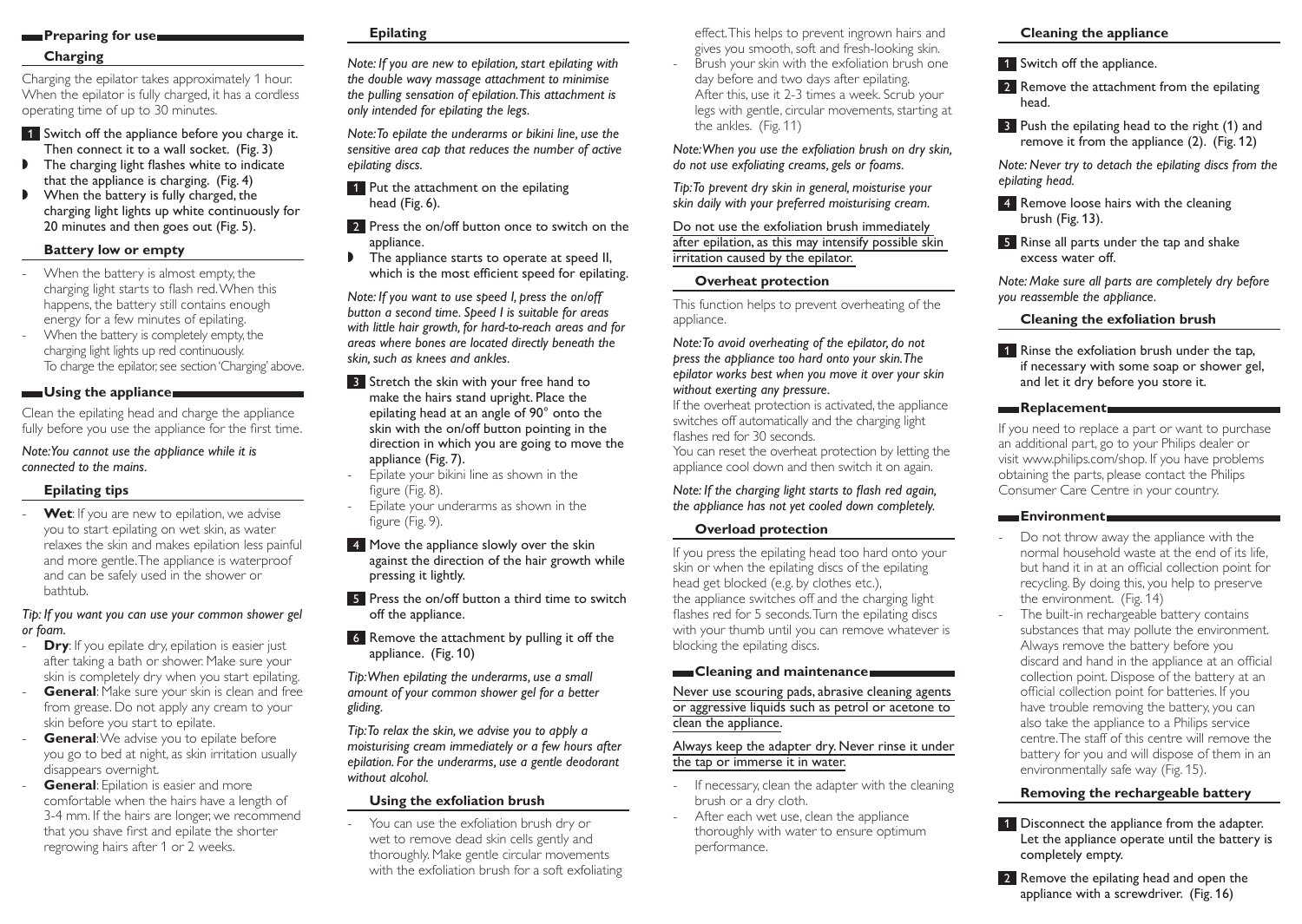## Preparing for use

### Charging

Charging the epilator takes approximately 1 hour. When the epilator is fully charged, it has a cordless operating time of up to 30 minutes.

1. Switch off the appliance before you charge it. Then connect it to a wall socket. (Fig. 3)
- The charging light flashes white to indicate that the appliance is charging. (Fig. 4)
- When the battery is fully charged, the charging light lights up white continuously for 20 minutes and then goes out (Fig. 5).

### Battery low or empty

- When the battery is almost empty, the charging light starts to flash red. When this happens, the battery still contains enough energy for a few minutes of epilating.
- When the battery is completely empty, the charging light lights up red continuously. To charge the epilator, see section 'Charging' above.

## Using the appliance

Clean the epilating head and charge the appliance fully before you use the appliance for the first time.

*Note: You cannot use the appliance while it is connected to the mains.*

### Epilating tips

- **Wet**: If you are new to epilation, we advise you to start epilating on wet skin, as water relaxes the skin and makes epilation less painful and more gentle. The appliance is waterproof and can be safely used in the shower or bathtub.

*Tip: If you want you can use your common shower gel or foam.*

- **Dry**: If you epilate dry, epilation is easier just after taking a bath or shower. Make sure your skin is completely dry when you start epilating.
- **General**: Make sure your skin is clean and free from grease. Do not apply any cream to your skin before you start to epilate.
- **General**: We advise you to epilate before you go to bed at night, as skin irritation usually disappears overnight.
- **General**: Epilation is easier and more comfortable when the hairs have a length of 3-4 mm. If the hairs are longer, we recommend that you shave first and epilate the shorter regrowing hairs after 1 or 2 weeks.

### Epilating

*Note: If you are new to epilation, start epilating with the double wavy massage attachment to minimise the pulling sensation of epilation. This attachment is only intended for epilating the legs.*

*Note: To epilate the underarms or bikini line, use the sensitive area cap that reduces the number of active epilating discs.*

1. Put the attachment on the epilating head (Fig. 6).
2. Press the on/off button once to switch on the appliance.
- The appliance starts to operate at speed II, which is the most efficient speed for epilating.

*Note: If you want to use speed I, press the on/off button a second time. Speed I is suitable for areas with little hair growth, for hard-to-reach areas and for areas where bones are located directly beneath the skin, such as knees and ankles.*

3. Stretch the skin with your free hand to make the hairs stand upright. Place the epilating head at an angle of 90° onto the skin with the on/off button pointing in the direction in which you are going to move the appliance (Fig. 7).
- Epilate your bikini line as shown in the figure (Fig. 8).
- Epilate your underarms as shown in the figure (Fig. 9).
4. Move the appliance slowly over the skin against the direction of the hair growth while pressing it lightly.
5. Press the on/off button a third time to switch off the appliance.
6. Remove the attachment by pulling it off the appliance. (Fig. 10)

*Tip: When epilating the underarms, use a small amount of your common shower gel for a better gliding.*

*Tip: To relax the skin, we advise you to apply a moisturising cream immediately or a few hours after epilation. For the underarms, use a gentle deodorant without alcohol.*

### Using the exfoliation brush

- You can use the exfoliation brush dry or wet to remove dead skin cells gently and thoroughly. Make gentle circular movements with the exfoliation brush for a soft exfoliating effect. This helps to prevent ingrown hairs and gives you smooth, soft and fresh-looking skin.
- Brush your skin with the exfoliation brush one day before and two days after epilating. After this, use it 2-3 times a week. Scrub your legs with gentle, circular movements, starting at the ankles. (Fig. 11)

*Note: When you use the exfoliation brush on dry skin, do not use exfoliating creams, gels or foams.*

*Tip: To prevent dry skin in general, moisturise your skin daily with your preferred moisturising cream.*

Do not use the exfoliation brush immediately after epilation, as this may intensify possible skin irritation caused by the epilator.

### Overheat protection

This function helps to prevent overheating of the appliance.

*Note: To avoid overheating of the epilator, do not press the appliance too hard onto your skin. The epilator works best when you move it over your skin without exerting any pressure.*

If the overheat protection is activated, the appliance switches off automatically and the charging light flashes red for 30 seconds.
You can reset the overheat protection by letting the appliance cool down and then switch it on again.

*Note: If the charging light starts to flash red again, the appliance has not yet cooled down completely.*

### Overload protection

If you press the epilating head too hard onto your skin or when the epilating discs of the epilating head get blocked (e.g. by clothes etc.), the appliance switches off and the charging light flashes red for 5 seconds. Turn the epilating discs with your thumb until you can remove whatever is blocking the epilating discs.

## Cleaning and maintenance

Never use scouring pads, abrasive cleaning agents or aggressive liquids such as petrol or acetone to clean the appliance.

Always keep the adapter dry. Never rinse it under the tap or immerse it in water.

- If necessary, clean the adapter with the cleaning brush or a dry cloth.
- After each wet use, clean the appliance thoroughly with water to ensure optimum performance.

### Cleaning the appliance

1. Switch off the appliance.
2. Remove the attachment from the epilating head.
3. Push the epilating head to the right (1) and remove it from the appliance (2). (Fig. 12)

*Note: Never try to detach the epilating discs from the epilating head.*

4. Remove loose hairs with the cleaning brush (Fig. 13).
5. Rinse all parts under the tap and shake excess water off.

*Note: Make sure all parts are completely dry before you reassemble the appliance.*

### Cleaning the exfoliation brush

1. Rinse the exfoliation brush under the tap, if necessary with some soap or shower gel, and let it dry before you store it.

## Replacement

If you need to replace a part or want to purchase an additional part, go to your Philips dealer or visit www.philips.com/shop. If you have problems obtaining the parts, please contact the Philips Consumer Care Centre in your country.

## Environment

- Do not throw away the appliance with the normal household waste at the end of its life, but hand it in at an official collection point for recycling. By doing this, you help to preserve the environment. (Fig. 14)
- The built-in rechargeable battery contains substances that may pollute the environment. Always remove the battery before you discard and hand in the appliance at an official collection point. Dispose of the battery at an official collection point for batteries. If you have trouble removing the battery, you can also take the appliance to a Philips service centre. The staff of this centre will remove the battery for you and will dispose of them in an environmentally safe way (Fig. 15).

### Removing the rechargeable battery

1. Disconnect the appliance from the adapter. Let the appliance operate until the battery is completely empty.
2. Remove the epilating head and open the appliance with a screwdriver. (Fig. 16)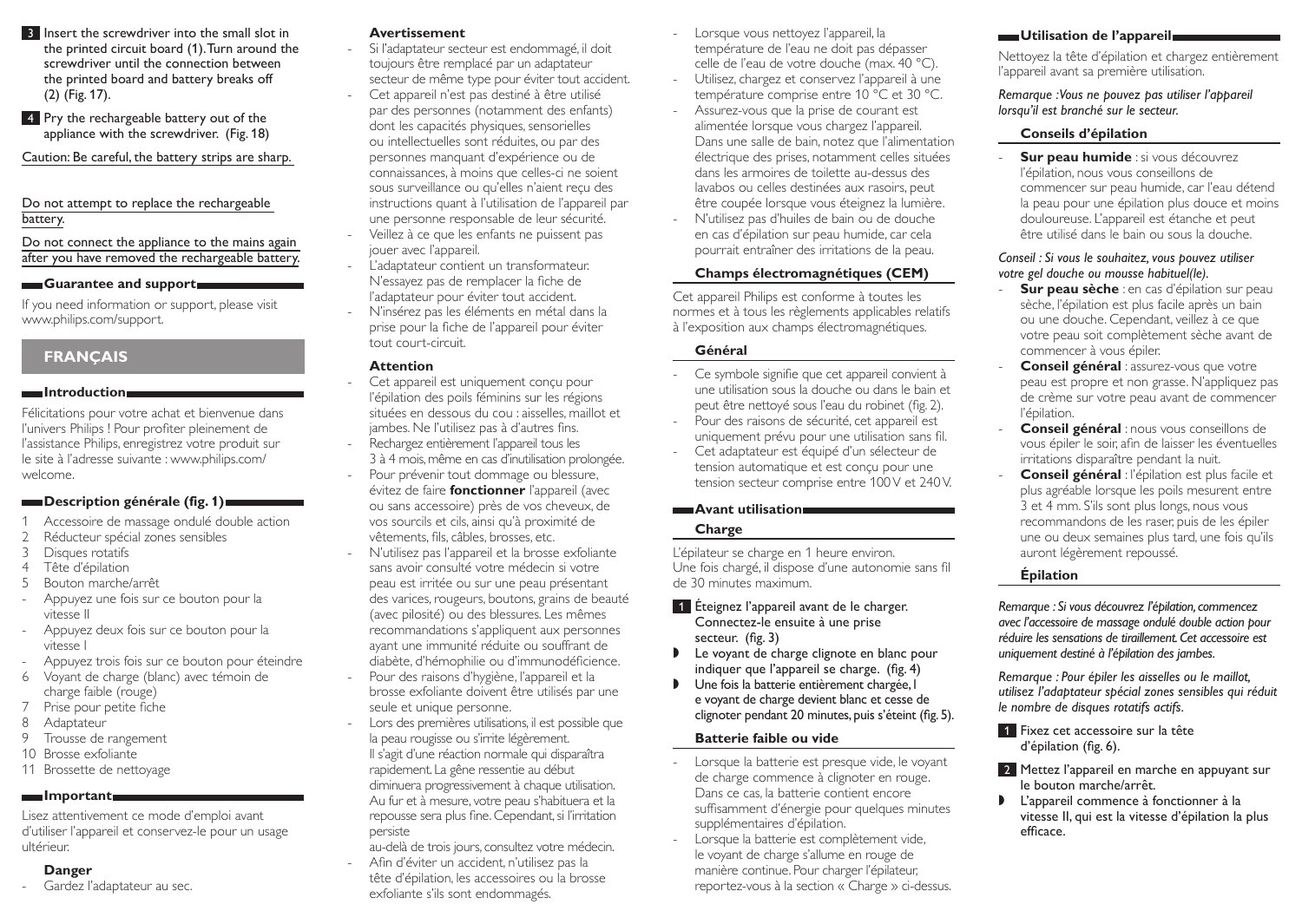3 Insert the screwdriver into the small slot in the printed circuit board (1). Turn around the screwdriver until the connection between the printed board and battery breaks off (2) (Fig. 17).

4 Pry the rechargeable battery out of the appliance with the screwdriver. (Fig. 18)

Caution: Be careful, the battery strips are sharp.

Do not attempt to replace the rechargeable battery.

Do not connect the appliance to the mains again after you have removed the rechargeable battery.

## Guarantee and support

If you need information or support, please visit www.philips.com/support.

# FRANÇAIS

## Introduction

Félicitations pour votre achat et bienvenue dans l'univers Philips ! Pour profiter pleinement de l'assistance Philips, enregistrez votre produit sur le site à l'adresse suivante : www.philips.com/welcome.

## Description générale (fig. 1)

1 Accessoire de massage ondulé double action
2 Réducteur spécial zones sensibles
3 Disques rotatifs
4 Tête d'épilation
5 Bouton marche/arrêt
- Appuyez une fois sur ce bouton pour la vitesse II
- Appuyez deux fois sur ce bouton pour la vitesse I
- Appuyez trois fois sur ce bouton pour éteindre
6 Voyant de charge (blanc) avec témoin de charge faible (rouge)
7 Prise pour petite fiche
8 Adaptateur
9 Trousse de rangement
10 Brosse exfoliante
11 Brossette de nettoyage

## Important

Lisez attentivement ce mode d'emploi avant d'utiliser l'appareil et conservez-le pour un usage ultérieur.

### Danger

- Gardez l'adaptateur au sec.

### Avertissement

- Si l'adaptateur secteur est endommagé, il doit toujours être remplacé par un adaptateur secteur de même type pour éviter tout accident.
- Cet appareil n'est pas destiné à être utilisé par des personnes (notamment des enfants) dont les capacités physiques, sensorielles ou intellectuelles sont réduites, ou par des personnes manquant d'expérience ou de connaissances, à moins que celles-ci ne soient sous surveillance ou qu'elles n'aient reçu des instructions quant à l'utilisation de l'appareil par une personne responsable de leur sécurité.
- Veillez à ce que les enfants ne puissent pas jouer avec l'appareil.
- L'adaptateur contient un transformateur. N'essayez pas de remplacer la fiche de l'adaptateur pour éviter tout accident.
- N'insérez pas les éléments en métal dans la prise pour la fiche de l'appareil pour éviter tout court-circuit.

### Attention

- Cet appareil est uniquement conçu pour l'épilation des poils féminins sur les régions situées en dessous du cou : aisselles, maillot et jambes. Ne l'utilisez pas à d'autres fins.
- Rechargez entièrement l'appareil tous les 3 à 4 mois, même en cas d'inutilisation prolongée.
- Pour prévenir tout dommage ou blessure, évitez de faire **fonctionner** l'appareil (avec ou sans accessoire) près de vos cheveux, de vos sourcils et cils, ainsi qu'à proximité de vêtements, fils, câbles, brosses, etc.
- N'utilisez pas l'appareil et la brosse exfoliante sans avoir consulté votre médecin si votre peau est irritée ou sur une peau présentant des varices, rougeurs, boutons, grains de beauté (avec pilosité) ou des blessures. Les mêmes recommandations s'appliquent aux personnes ayant une immunité réduite ou souffrant de diabète, d'hémophilie ou d'immunodéficience.
- Pour des raisons d'hygiène, l'appareil et la brosse exfoliante doivent être utilisés par une seule et unique personne.
- Lors des premières utilisations, il est possible que la peau rougisse ou s'irrite légèrement. Il s'agit d'une réaction normale qui disparaîtra rapidement. La gêne ressentie au début diminuera progressivement à chaque utilisation. Au fur et à mesure, votre peau s'habituera et la repousse sera plus fine. Cependant, si l'irritation persiste au-delà de trois jours, consultez votre médecin.
- Afin d'éviter un accident, n'utilisez pas la tête d'épilation, les accessoires ou la brosse exfoliante s'ils sont endommagés.
- Lorsque vous nettoyez l'appareil, la température de l'eau ne doit pas dépasser celle de l'eau de votre douche (max. 40 °C).
- Utilisez, chargez et conservez l'appareil à une température comprise entre 10 °C et 30 °C.
- Assurez-vous que la prise de courant est alimentée lorsque vous chargez l'appareil. Dans une salle de bain, notez que l'alimentation électrique des prises, notamment celles situées dans les armoires de toilette au-dessus des lavabos ou celles destinées aux rasoirs, peut être coupée lorsque vous éteignez la lumière.
- N'utilisez pas d'huiles de bain ou de douche en cas d'épilation sur peau humide, car cela pourrait entraîner des irritations de la peau.

### Champs électromagnétiques (CEM)

Cet appareil Philips est conforme à toutes les normes et à tous les règlements applicables relatifs à l'exposition aux champs électromagnétiques.

### Général

- Ce symbole signifie que cet appareil convient à une utilisation sous la douche ou dans le bain et peut être nettoyé sous l'eau du robinet (fig. 2).
- Pour des raisons de sécurité, cet appareil est uniquement prévu pour une utilisation sans fil.
- Cet adaptateur est équipé d'un sélecteur de tension automatique et est conçu pour une tension secteur comprise entre 100 V et 240 V.

## Avant utilisation

### Charge

L'épilateur se charge en 1 heure environ. Une fois chargé, il dispose d'une autonomie sans fil de 30 minutes maximum.

1 Éteignez l'appareil avant de le charger. Connectez-le ensuite à une prise secteur. (fig. 3)

- Le voyant de charge clignote en blanc pour indiquer que l'appareil se charge. (fig. 4)
- Une fois la batterie entièrement chargée, le voyant de charge devient blanc et cesse de clignoter pendant 20 minutes, puis s'éteint (fig. 5).

### Batterie faible ou vide

- Lorsque la batterie est presque vide, le voyant de charge commence à clignoter en rouge. Dans ce cas, la batterie contient encore suffisamment d'énergie pour quelques minutes supplémentaires d'épilation.
- Lorsque la batterie est complètement vide, le voyant de charge s'allume en rouge de manière continue. Pour charger l'épilateur, reportez-vous à la section « Charge » ci-dessus.

## Utilisation de l'appareil

Nettoyez la tête d'épilation et chargez entièrement l'appareil avant sa première utilisation.

*Remarque : Vous ne pouvez pas utiliser l'appareil lorsqu'il est branché sur le secteur.*

### Conseils d'épilation

- **Sur peau humide** : si vous découvrez l'épilation, nous vous conseillons de commencer sur peau humide, car l'eau détend la peau pour une épilation plus douce et moins douloureuse. L'appareil est étanche et peut être utilisé dans le bain ou sous la douche.

*Conseil : Si vous le souhaitez, vous pouvez utiliser votre gel douche ou mousse habituel(le).*

- **Sur peau sèche** : en cas d'épilation sur peau sèche, l'épilation est plus facile après un bain ou une douche. Cependant, veillez à ce que votre peau soit complètement sèche avant de commencer à vous épiler.
- **Conseil général** : assurez-vous que votre peau est propre et non grasse. N'appliquez pas de crème sur votre peau avant de commencer l'épilation.
- **Conseil général** : nous vous conseillons de vous épiler le soir, afin de laisser les éventuelles irritations disparaître pendant la nuit.
- **Conseil général** : l'épilation est plus facile et plus agréable lorsque les poils mesurent entre 3 et 4 mm. S'ils sont plus longs, nous vous recommandons de les raser, puis de les épiler une ou deux semaines plus tard, une fois qu'ils auront légèrement repoussé.

### Épilation

*Remarque : Si vous découvrez l'épilation, commencez avec l'accessoire de massage ondulé double action pour réduire les sensations de tiraillement. Cet accessoire est uniquement destiné à l'épilation des jambes.*

*Remarque : Pour épiler les aisselles ou le maillot, utilisez l'adaptateur spécial zones sensibles qui réduit le nombre de disques rotatifs actifs.*

1 Fixez cet accessoire sur la tête d'épilation (fig. 6).

2 Mettez l'appareil en marche en appuyant sur le bouton marche/arrêt.

- L'appareil commence à fonctionner à la vitesse II, qui est la vitesse d'épilation la plus efficace.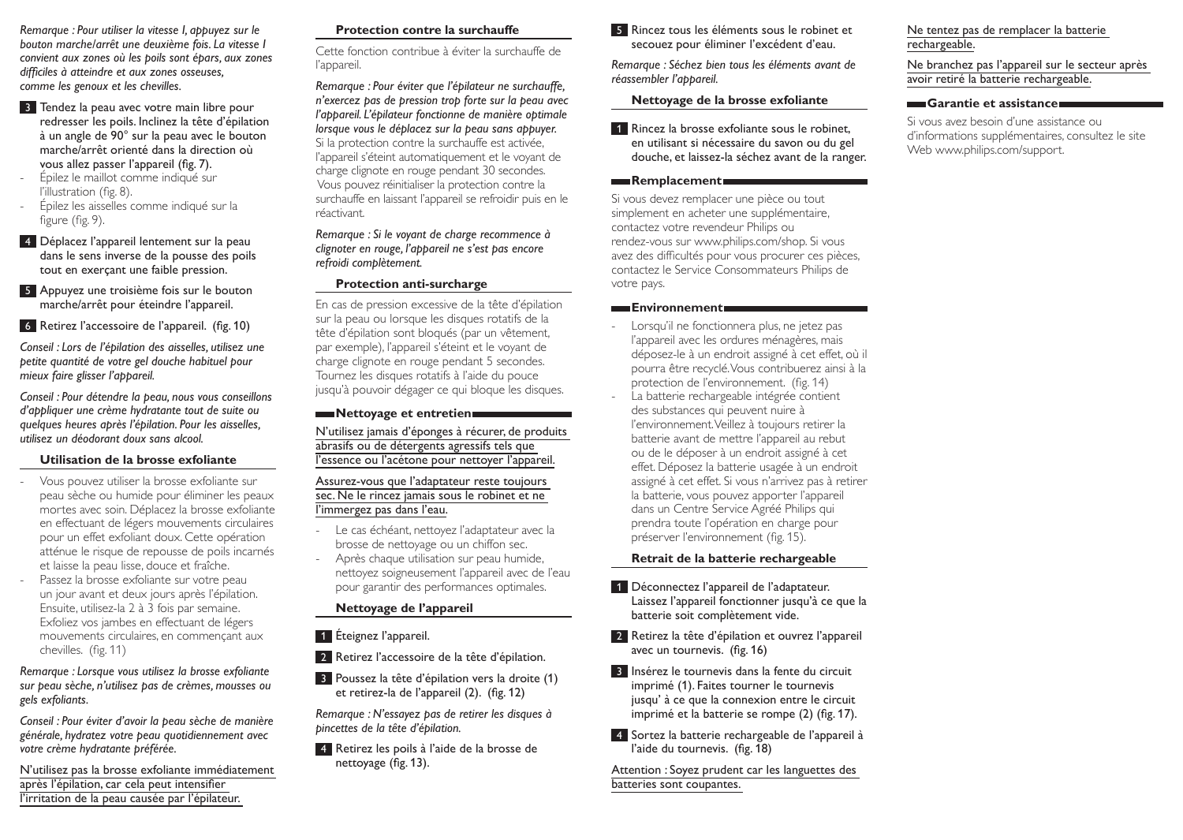*Remarque : Pour utiliser la vitesse I, appuyez sur le bouton marche/arrêt une deuxième fois. La vitesse I convient aux zones où les poils sont épars, aux zones difficiles à atteindre et aux zones osseuses, comme les genoux et les chevilles.*

3. Tendez la peau avec votre main libre pour redresser les poils. Inclinez la tête d'épilation à un angle de 90° sur la peau avec le bouton marche/arrêt orienté dans la direction où vous allez passer l'appareil (fig. 7).
   - Épilez le maillot comme indiqué sur l'illustration (fig. 8).
   - Épilez les aisselles comme indiqué sur la figure (fig. 9).
4. Déplacez l'appareil lentement sur la peau dans le sens inverse de la pousse des poils tout en exerçant une faible pression.
5. Appuyez une troisième fois sur le bouton marche/arrêt pour éteindre l'appareil.
6. Retirez l'accessoire de l'appareil. (fig. 10)

*Conseil : Lors de l'épilation des aisselles, utilisez une petite quantité de votre gel douche habituel pour mieux faire glisser l'appareil.*

*Conseil : Pour détendre la peau, nous vous conseillons d'appliquer une crème hydratante tout de suite ou quelques heures après l'épilation. Pour les aisselles, utilisez un déodorant doux sans alcool.*

### Utilisation de la brosse exfoliante

- Vous pouvez utiliser la brosse exfoliante sur peau sèche ou humide pour éliminer les peaux mortes avec soin. Déplacez la brosse exfoliante en effectuant de légers mouvements circulaires pour un effet exfoliant doux. Cette opération atténue le risque de repousse de poils incarnés et laisse la peau lisse, douce et fraîche.
- Passez la brosse exfoliante sur votre peau un jour avant et deux jours après l'épilation. Ensuite, utilisez-la 2 à 3 fois par semaine. Exfoliez vos jambes en effectuant de légers mouvements circulaires, en commençant aux chevilles. (fig. 11)

*Remarque : Lorsque vous utilisez la brosse exfoliante sur peau sèche, n'utilisez pas de crèmes, mousses ou gels exfoliants.*

*Conseil : Pour éviter d'avoir la peau sèche de manière générale, hydratez votre peau quotidiennement avec votre crème hydratante préférée.*

N'utilisez pas la brosse exfoliante immédiatement après l'épilation, car cela peut intensifier l'irritation de la peau causée par l'épilateur.

### Protection contre la surchauffe

Cette fonction contribue à éviter la surchauffe de l'appareil.

*Remarque : Pour éviter que l'épilateur ne surchauffe, n'exercez pas de pression trop forte sur la peau avec l'appareil. L'épilateur fonctionne de manière optimale lorsque vous le déplacez sur la peau sans appuyer.*
Si la protection contre la surchauffe est activée, l'appareil s'éteint automatiquement et le voyant de charge clignote en rouge pendant 30 secondes. Vous pouvez réinitialiser la protection contre la surchauffe en laissant l'appareil se refroidir puis en le réactivant.

*Remarque : Si le voyant de charge recommence à clignoter en rouge, l'appareil ne s'est pas encore refroidi complètement.*

### Protection anti-surcharge

En cas de pression excessive de la tête d'épilation sur la peau ou lorsque les disques rotatifs de la tête d'épilation sont bloqués (par un vêtement, par exemple), l'appareil s'éteint et le voyant de charge clignote en rouge pendant 5 secondes. Tournez les disques rotatifs à l'aide du pouce jusqu'à pouvoir dégager ce qui bloque les disques.

## Nettoyage et entretien

N'utilisez jamais d'éponges à récurer, de produits abrasifs ou de détergents agressifs tels que l'essence ou l'acétone pour nettoyer l'appareil.

Assurez-vous que l'adaptateur reste toujours sec. Ne le rincez jamais sous le robinet et ne l'immergez pas dans l'eau.

- Le cas échéant, nettoyez l'adaptateur avec la brosse de nettoyage ou un chiffon sec.
- Après chaque utilisation sur peau humide, nettoyez soigneusement l'appareil avec de l'eau pour garantir des performances optimales.

### Nettoyage de l'appareil

1. Éteignez l'appareil.
2. Retirez l'accessoire de la tête d'épilation.
3. Poussez la tête d'épilation vers la droite (1) et retirez-la de l'appareil (2). (fig. 12)

*Remarque : N'essayez pas de retirer les disques à pincettes de la tête d'épilation.*

4. Retirez les poils à l'aide de la brosse de nettoyage (fig. 13).
5. Rincez tous les éléments sous le robinet et secouez pour éliminer l'excédent d'eau.

*Remarque : Séchez bien tous les éléments avant de réassembler l'appareil.*

### Nettoyage de la brosse exfoliante

1. Rincez la brosse exfoliante sous le robinet, en utilisant si nécessaire du savon ou du gel douche, et laissez-la séchez avant de la ranger.

## Remplacement

Si vous devez remplacer une pièce ou tout simplement en acheter une supplémentaire, contactez votre revendeur Philips ou rendez-vous sur www.philips.com/shop. Si vous avez des difficultés pour vous procurer ces pièces, contactez le Service Consommateurs Philips de votre pays.

## Environnement

- Lorsqu'il ne fonctionnera plus, ne jetez pas l'appareil avec les ordures ménagères, mais déposez-le à un endroit assigné à cet effet, où il pourra être recyclé. Vous contribuerez ainsi à la protection de l'environnement. (fig. 14)
- La batterie rechargeable intégrée contient des substances qui peuvent nuire à l'environnement. Veillez à toujours retirer la batterie avant de mettre l'appareil au rebut ou de le déposer à un endroit assigné à cet effet. Déposez la batterie usagée à un endroit assigné à cet effet. Si vous n'arrivez pas à retirer la batterie, vous pouvez apporter l'appareil dans un Centre Service Agréé Philips qui prendra toute l'opération en charge pour préserver l'environnement (fig. 15).

### Retrait de la batterie rechargeable

1. Déconnectez l'appareil de l'adaptateur. Laissez l'appareil fonctionner jusqu'à ce que la batterie soit complètement vide.
2. Retirez la tête d'épilation et ouvrez l'appareil avec un tournevis. (fig. 16)
3. Insérez le tournevis dans la fente du circuit imprimé (1). Faites tourner le tournevis jusqu' à ce que la connexion entre le circuit imprimé et la batterie se rompe (2) (fig. 17).
4. Sortez la batterie rechargeable de l'appareil à l'aide du tournevis. (fig. 18)

Attention : Soyez prudent car les languettes des batteries sont coupantes.

Ne tentez pas de remplacer la batterie rechargeable.

Ne branchez pas l'appareil sur le secteur après avoir retiré la batterie rechargeable.

## Garantie et assistance

Si vous avez besoin d'une assistance ou d'informations supplémentaires, consultez le site Web www.philips.com/support.